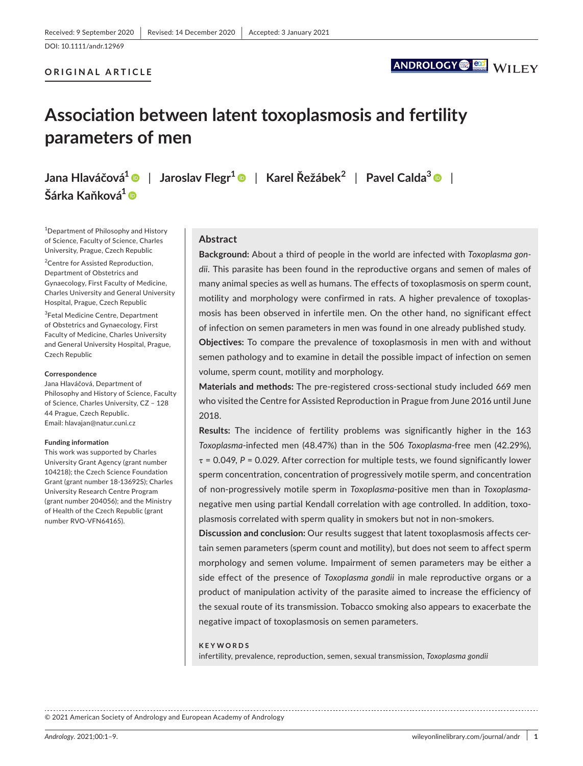Received: 9 September 2020 | Revised: 14 December 2020 | Accepted: 3 January 2021

DOI: 10.1111/andr.12969

**ORIGINAL ARTICLE**

# Association between latent toxoplasmosis and fertility parameters of men

**Jana Hlaváčová[1] | Jaroslav Flegr[1] | Karel Řežábek[2] | Pavel Calda[3] | Šárka Kaňková[1]**

[1]Department of Philosophy and History of Science, Faculty of Science, Charles University, Prague, Czech Republic

[2]Centre for Assisted Reproduction, Department of Obstetrics and Gynaecology, First Faculty of Medicine, Charles University and General University Hospital, Prague, Czech Republic

[3]Fetal Medicine Centre, Department of Obstetrics and Gynaecology, First Faculty of Medicine, Charles University and General University Hospital, Prague, Czech Republic

**Correspondence**
Jana Hlaváčová, Department of Philosophy and History of Science, Faculty of Science, Charles University, CZ – 128 44 Prague, Czech Republic.
Email: hlavajan@natur.cuni.cz

**Funding information**
This work was supported by Charles University Grant Agency (grant number 104218); the Czech Science Foundation Grant (grant number 18-13692S); Charles University Research Centre Program (grant number 204056); and the Ministry of Health of the Czech Republic (grant number RVO-VFN64165).

## Abstract

**Background:** About a third of people in the world are infected with *Toxoplasma gondii*. This parasite has been found in the reproductive organs and semen of males of many animal species as well as humans. The effects of toxoplasmosis on sperm count, motility and morphology were confirmed in rats. A higher prevalence of toxoplasmosis has been observed in infertile men. On the other hand, no significant effect of infection on semen parameters in men was found in one already published study.

**Objectives:** To compare the prevalence of toxoplasmosis in men with and without semen pathology and to examine in detail the possible impact of infection on semen volume, sperm count, motility and morphology.

**Materials and methods:** The pre-registered cross-sectional study included 669 men who visited the Centre for Assisted Reproduction in Prague from June 2016 until June 2018.

**Results:** The incidence of fertility problems was significantly higher in the 163 *Toxoplasma*-infected men (48.47%) than in the 506 *Toxoplasma*-free men (42.29%), $\tau = 0.049$, $P = 0.029$. After correction for multiple tests, we found significantly lower sperm concentration, concentration of progressively motile sperm, and concentration of non-progressively motile sperm in *Toxoplasma*-positive men than in *Toxoplasma*-negative men using partial Kendall correlation with age controlled. In addition, toxoplasmosis correlated with sperm quality in smokers but not in non-smokers.

**Discussion and conclusion:** Our results suggest that latent toxoplasmosis affects certain semen parameters (sperm count and motility), but does not seem to affect sperm morphology and semen volume. Impairment of semen parameters may be either a side effect of the presence of *Toxoplasma gondii* in male reproductive organs or a product of manipulation activity of the parasite aimed to increase the efficiency of the sexual route of its transmission. Tobacco smoking also appears to exacerbate the negative impact of toxoplasmosis on semen parameters.

**KEYWORDS**
infertility, prevalence, reproduction, semen, sexual transmission, *Toxoplasma gondii*

© 2021 American Society of Andrology and European Academy of Andrology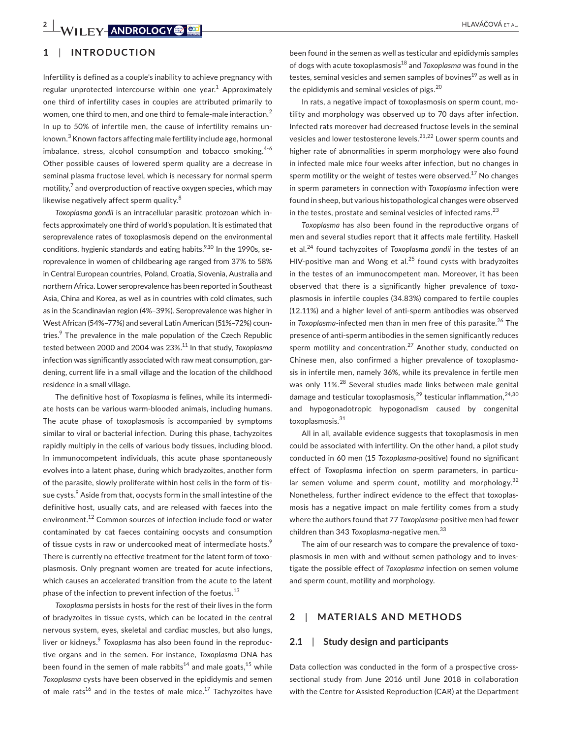## 1 | INTRODUCTION

Infertility is defined as a couple's inability to achieve pregnancy with regular unprotected intercourse within one year.[1] Approximately one third of infertility cases in couples are attributed primarily to women, one third to men, and one third to female-male interaction.[2] In up to 50% of infertile men, the cause of infertility remains unknown.[3] Known factors affecting male fertility include age, hormonal imbalance, stress, alcohol consumption and tobacco smoking.[4-6] Other possible causes of lowered sperm quality are a decrease in seminal plasma fructose level, which is necessary for normal sperm motility,[7] and overproduction of reactive oxygen species, which may likewise negatively affect sperm quality.[8]

*Toxoplasma gondii* is an intracellular parasitic protozoan which infects approximately one third of world's population. It is estimated that seroprevalence rates of toxoplasmosis depend on the environmental conditions, hygienic standards and eating habits.[9,10] In the 1990s, seroprevalence in women of childbearing age ranged from 37% to 58% in Central European countries, Poland, Croatia, Slovenia, Australia and northern Africa. Lower seroprevalence has been reported in Southeast Asia, China and Korea, as well as in countries with cold climates, such as in the Scandinavian region (4%–39%). Seroprevalence was higher in West African (54%–77%) and several Latin American (51%–72%) countries.[9] The prevalence in the male population of the Czech Republic tested between 2000 and 2004 was 23%.[11] In that study, *Toxoplasma* infection was significantly associated with raw meat consumption, gardening, current life in a small village and the location of the childhood residence in a small village.

The definitive host of *Toxoplasma* is felines, while its intermediate hosts can be various warm-blooded animals, including humans. The acute phase of toxoplasmosis is accompanied by symptoms similar to viral or bacterial infection. During this phase, tachyzoites rapidly multiply in the cells of various body tissues, including blood. In immunocompetent individuals, this acute phase spontaneously evolves into a latent phase, during which bradyzoites, another form of the parasite, slowly proliferate within host cells in the form of tissue cysts.[9] Aside from that, oocysts form in the small intestine of the definitive host, usually cats, and are released with faeces into the environment.[12] Common sources of infection include food or water contaminated by cat faeces containing oocysts and consumption of tissue cysts in raw or undercooked meat of intermediate hosts.[9] There is currently no effective treatment for the latent form of toxoplasmosis. Only pregnant women are treated for acute infections, which causes an accelerated transition from the acute to the latent phase of the infection to prevent infection of the foetus.[13]

*Toxoplasma* persists in hosts for the rest of their lives in the form of bradyzoites in tissue cysts, which can be located in the central nervous system, eyes, skeletal and cardiac muscles, but also lungs, liver or kidneys.[9] *Toxoplasma* has also been found in the reproductive organs and in the semen. For instance, *Toxoplasma* DNA has been found in the semen of male rabbits[14] and male goats,[15] while *Toxoplasma* cysts have been observed in the epididymis and semen of male rats[16] and in the testes of male mice.[17] Tachyzoites have been found in the semen as well as testicular and epididymis samples of dogs with acute toxoplasmosis[18] and *Toxoplasma* was found in the testes, seminal vesicles and semen samples of bovines[19] as well as in the epididymis and seminal vesicles of pigs.[20]

In rats, a negative impact of toxoplasmosis on sperm count, motility and morphology was observed up to 70 days after infection. Infected rats moreover had decreased fructose levels in the seminal vesicles and lower testosterone levels.[21,22] Lower sperm counts and higher rate of abnormalities in sperm morphology were also found in infected male mice four weeks after infection, but no changes in sperm motility or the weight of testes were observed.[17] No changes in sperm parameters in connection with *Toxoplasma* infection were found in sheep, but various histopathological changes were observed in the testes, prostate and seminal vesicles of infected rams.[23]

*Toxoplasma* has also been found in the reproductive organs of men and several studies report that it affects male fertility. Haskell et al.[24] found tachyzoites of *Toxoplasma gondii* in the testes of an HIV-positive man and Wong et al.[25] found cysts with bradyzoites in the testes of an immunocompetent man. Moreover, it has been observed that there is a significantly higher prevalence of toxoplasmosis in infertile couples (34.83%) compared to fertile couples (12.11%) and a higher level of anti-sperm antibodies was observed in *Toxoplasma*-infected men than in men free of this parasite.[26] The presence of anti-sperm antibodies in the semen significantly reduces sperm motility and concentration.[27] Another study, conducted on Chinese men, also confirmed a higher prevalence of toxoplasmosis in infertile men, namely 36%, while its prevalence in fertile men was only 11%.[28] Several studies made links between male genital damage and testicular toxoplasmosis,[29] testicular inflammation,[24,30] and hypogonadotropic hypogonadism caused by congenital toxoplasmosis.[31]

All in all, available evidence suggests that toxoplasmosis in men could be associated with infertility. On the other hand, a pilot study conducted in 60 men (15 *Toxoplasma*-positive) found no significant effect of *Toxoplasma* infection on sperm parameters, in particular semen volume and sperm count, motility and morphology.[32] Nonetheless, further indirect evidence to the effect that toxoplasmosis has a negative impact on male fertility comes from a study where the authors found that 77 *Toxoplasma*-positive men had fewer children than 343 *Toxoplasma*-negative men.[33]

The aim of our research was to compare the prevalence of toxoplasmosis in men with and without semen pathology and to investigate the possible effect of *Toxoplasma* infection on semen volume and sperm count, motility and morphology.

## 2 | MATERIALS AND METHODS

### 2.1 | Study design and participants

Data collection was conducted in the form of a prospective cross-sectional study from June 2016 until June 2018 in collaboration with the Centre for Assisted Reproduction (CAR) at the Department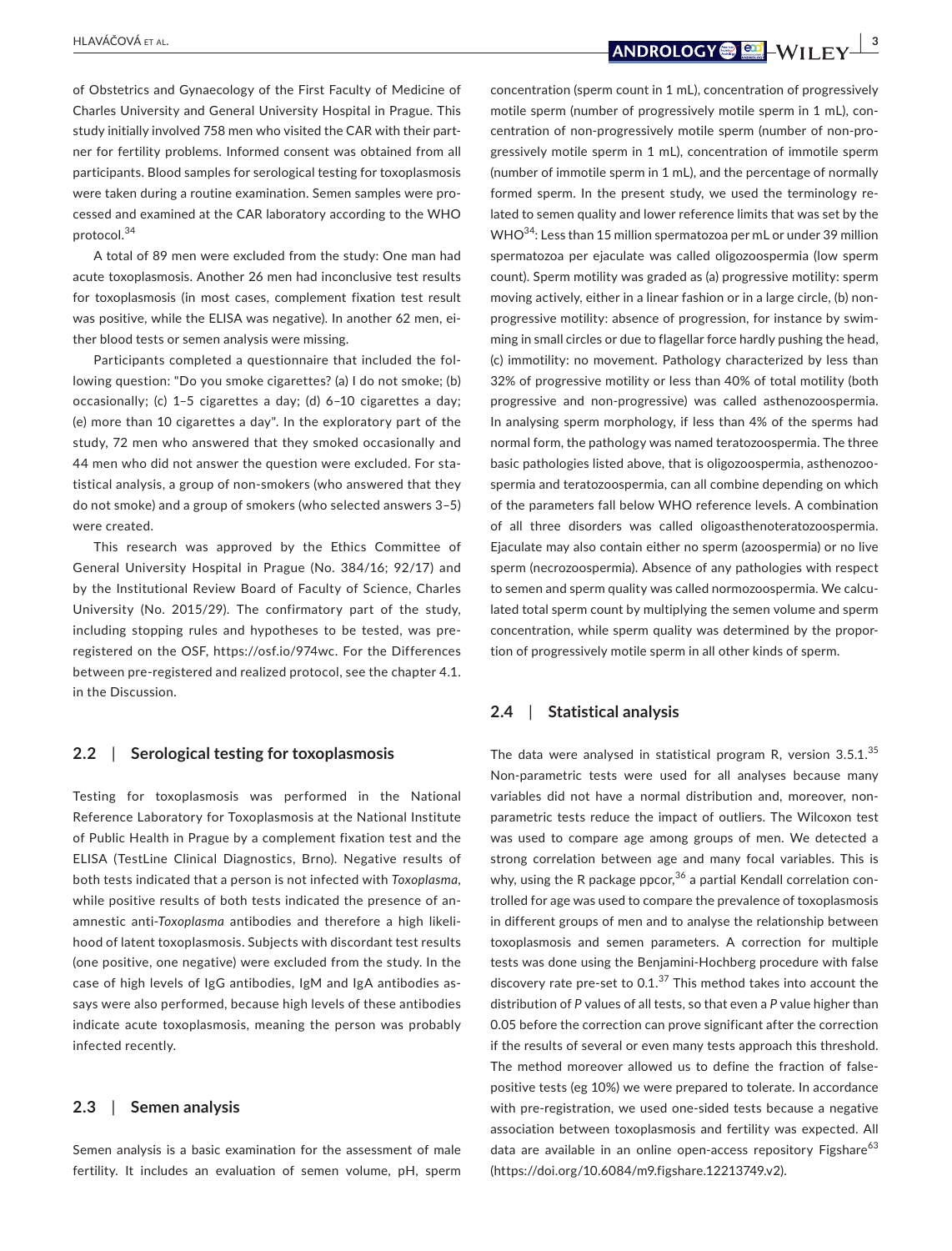of Obstetrics and Gynaecology of the First Faculty of Medicine of Charles University and General University Hospital in Prague. This study initially involved 758 men who visited the CAR with their partner for fertility problems. Informed consent was obtained from all participants. Blood samples for serological testing for toxoplasmosis were taken during a routine examination. Semen samples were processed and examined at the CAR laboratory according to the WHO protocol.[34]

A total of 89 men were excluded from the study: One man had acute toxoplasmosis. Another 26 men had inconclusive test results for toxoplasmosis (in most cases, complement fixation test result was positive, while the ELISA was negative). In another 62 men, either blood tests or semen analysis were missing.

Participants completed a questionnaire that included the following question: "Do you smoke cigarettes? (a) I do not smoke; (b) occasionally; (c) 1–5 cigarettes a day; (d) 6–10 cigarettes a day; (e) more than 10 cigarettes a day". In the exploratory part of the study, 72 men who answered that they smoked occasionally and 44 men who did not answer the question were excluded. For statistical analysis, a group of non-smokers (who answered that they do not smoke) and a group of smokers (who selected answers 3–5) were created.

This research was approved by the Ethics Committee of General University Hospital in Prague (No. 384/16; 92/17) and by the Institutional Review Board of Faculty of Science, Charles University (No. 2015/29). The confirmatory part of the study, including stopping rules and hypotheses to be tested, was preregistered on the OSF, https://osf.io/974wc. For the Differences between pre-registered and realized protocol, see the chapter 4.1. in the Discussion.

### 2.2 | Serological testing for toxoplasmosis

Testing for toxoplasmosis was performed in the National Reference Laboratory for Toxoplasmosis at the National Institute of Public Health in Prague by a complement fixation test and the ELISA (TestLine Clinical Diagnostics, Brno). Negative results of both tests indicated that a person is not infected with *Toxoplasma*, while positive results of both tests indicated the presence of anamnestic anti-*Toxoplasma* antibodies and therefore a high likelihood of latent toxoplasmosis. Subjects with discordant test results (one positive, one negative) were excluded from the study. In the case of high levels of IgG antibodies, IgM and IgA antibodies assays were also performed, because high levels of these antibodies indicate acute toxoplasmosis, meaning the person was probably infected recently.

### 2.3 | Semen analysis

Semen analysis is a basic examination for the assessment of male fertility. It includes an evaluation of semen volume, pH, sperm concentration (sperm count in 1 mL), concentration of progressively motile sperm (number of progressively motile sperm in 1 mL), concentration of non-progressively motile sperm (number of non-progressively motile sperm in 1 mL), concentration of immotile sperm (number of immotile sperm in 1 mL), and the percentage of normally formed sperm. In the present study, we used the terminology related to semen quality and lower reference limits that was set by the WHO[34]: Less than 15 million spermatozoa per mL or under 39 million spermatozoa per ejaculate was called oligozoospermia (low sperm count). Sperm motility was graded as (a) progressive motility: sperm moving actively, either in a linear fashion or in a large circle, (b) non-progressive motility: absence of progression, for instance by swimming in small circles or due to flagellar force hardly pushing the head, (c) immotility: no movement. Pathology characterized by less than 32% of progressive motility or less than 40% of total motility (both progressive and non-progressive) was called asthenozoospermia. In analysing sperm morphology, if less than 4% of the sperms had normal form, the pathology was named teratozoospermia. The three basic pathologies listed above, that is oligozoospermia, asthenozoospermia and teratozoospermia, can all combine depending on which of the parameters fall below WHO reference levels. A combination of all three disorders was called oligoasthenoteratozoospermia. Ejaculate may also contain either no sperm (azoospermia) or no live sperm (necrozoospermia). Absence of any pathologies with respect to semen and sperm quality was called normozoospermia. We calculated total sperm count by multiplying the semen volume and sperm concentration, while sperm quality was determined by the proportion of progressively motile sperm in all other kinds of sperm.

### 2.4 | Statistical analysis

The data were analysed in statistical program R, version 3.5.1.[35] Non-parametric tests were used for all analyses because many variables did not have a normal distribution and, moreover, non-parametric tests reduce the impact of outliers. The Wilcoxon test was used to compare age among groups of men. We detected a strong correlation between age and many focal variables. This is why, using the R package ppcor,[36] a partial Kendall correlation controlled for age was used to compare the prevalence of toxoplasmosis in different groups of men and to analyse the relationship between toxoplasmosis and semen parameters. A correction for multiple tests was done using the Benjamini-Hochberg procedure with false discovery rate pre-set to 0.1.[37] This method takes into account the distribution of *P* values of all tests, so that even a *P* value higher than 0.05 before the correction can prove significant after the correction if the results of several or even many tests approach this threshold. The method moreover allowed us to define the fraction of false-positive tests (eg 10%) we were prepared to tolerate. In accordance with pre-registration, we used one-sided tests because a negative association between toxoplasmosis and fertility was expected. All data are available in an online open-access repository Figshare[63] (https://doi.org/10.6084/m9.figshare.12213749.v2).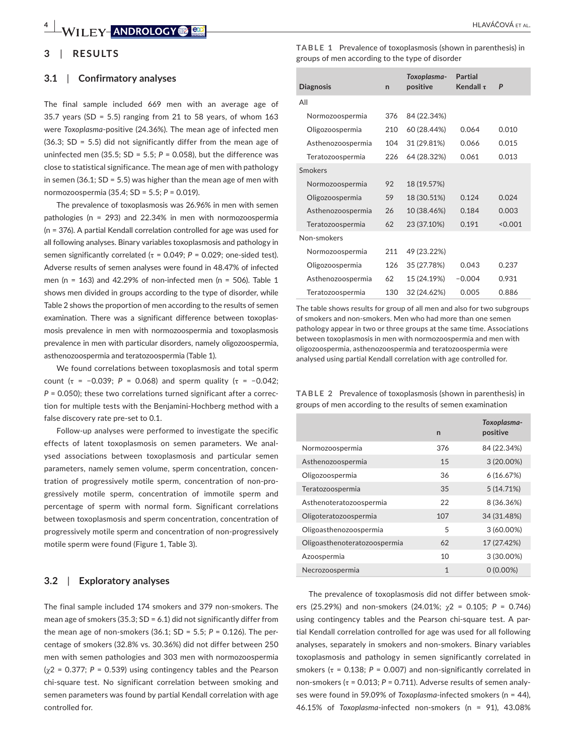## 3 | RESULTS

### 3.1 | Confirmatory analyses

The final sample included 669 men with an average age of 35.7 years (SD = 5.5) ranging from 21 to 58 years, of whom 163 were *Toxoplasma*-positive (24.36%). The mean age of infected men (36.3; SD = 5.5) did not significantly differ from the mean age of uninfected men (35.5; SD = 5.5; $P = 0.058$), but the difference was close to statistical significance. The mean age of men with pathology in semen (36.1; SD = 5.5) was higher than the mean age of men with normozoospermia (35.4; SD = 5.5; $P = 0.019$).

The prevalence of toxoplasmosis was 26.96% in men with semen pathologies (n = 293) and 22.34% in men with normozoospermia (n = 376). A partial Kendall correlation controlled for age was used for all following analyses. Binary variables toxoplasmosis and pathology in semen significantly correlated ($\tau = 0.049$; $P = 0.029$; one-sided test). Adverse results of semen analyses were found in 48.47% of infected men (n = 163) and 42.29% of non-infected men (n = 506). Table 1 shows men divided in groups according to the type of disorder, while Table 2 shows the proportion of men according to the results of semen examination. There was a significant difference between toxoplasmosis prevalence in men with normozoospermia and toxoplasmosis prevalence in men with particular disorders, namely oligozoospermia, asthenozoospermia and teratozoospermia (Table 1).

We found correlations between toxoplasmosis and total sperm count ($\tau = -0.039$; $P = 0.068$) and sperm quality ($\tau = -0.042$; $P = 0.050$); these two correlations turned significant after a correction for multiple tests with the Benjamini-Hochberg method with a false discovery rate pre-set to 0.1.

Follow-up analyses were performed to investigate the specific effects of latent toxoplasmosis on semen parameters. We analysed associations between toxoplasmosis and particular semen parameters, namely semen volume, sperm concentration, concentration of progressively motile sperm, concentration of non-progressively motile sperm, concentration of immotile sperm and percentage of sperm with normal form. Significant correlations between toxoplasmosis and sperm concentration, concentration of progressively motile sperm and concentration of non-progressively motile sperm were found (Figure 1, Table 3).

### 3.2 | Exploratory analyses

The final sample included 174 smokers and 379 non-smokers. The mean age of smokers (35.3; SD = 6.1) did not significantly differ from the mean age of non-smokers (36.1; SD = 5.5; $P = 0.126$). The percentage of smokers (32.8% vs. 30.36%) did not differ between 250 men with semen pathologies and 303 men with normozoospermia ($\chi 2 = 0.377$; $P = 0.539$) using contingency tables and the Pearson chi-square test. No significant correlation between smoking and semen parameters was found by partial Kendall correlation with age controlled for.

**TABLE 1** Prevalence of toxoplasmosis (shown in parenthesis) in groups of men according to the type of disorder

| Diagnosis | n | *Toxoplasma*-positive | Partial Kendall τ | P |
|---|---|---|---|---|
| All | | | | |
| Normozoospermia | 376 | 84 (22.34%) | | |
| Oligozoospermia | 210 | 60 (28.44%) | 0.064 | 0.010 |
| Asthenozoospermia | 104 | 31 (29.81%) | 0.066 | 0.015 |
| Teratozoospermia | 226 | 64 (28.32%) | 0.061 | 0.013 |
| Smokers | | | | |
| Normozoospermia | 92 | 18 (19.57%) | | |
| Oligozoospermia | 59 | 18 (30.51%) | 0.124 | 0.024 |
| Asthenozoospermia | 26 | 10 (38.46%) | 0.184 | 0.003 |
| Teratozoospermia | 62 | 23 (37.10%) | 0.191 | <0.001 |
| Non-smokers | | | | |
| Normozoospermia | 211 | 49 (23.22%) | | |
| Oligozoospermia | 126 | 35 (27.78%) | 0.043 | 0.237 |
| Asthenozoospermia | 62 | 15 (24.19%) | −0.004 | 0.931 |
| Teratozoospermia | 130 | 32 (24.62%) | 0.005 | 0.886 |

The table shows results for group of all men and also for two subgroups of smokers and non-smokers. Men who had more than one semen pathology appear in two or three groups at the same time. Associations between toxoplasmosis in men with normozoospermia and men with oligozoospermia, asthenozoospermia and teratozoospermia were analysed using partial Kendall correlation with age controlled for.

**TABLE 2** Prevalence of toxoplasmosis (shown in parenthesis) in groups of men according to the results of semen examination

| | n | *Toxoplasma*-positive |
|---|---|---|
| Normozoospermia | 376 | 84 (22.34%) |
| Asthenozoospermia | 15 | 3 (20.00%) |
| Oligozoospermia | 36 | 6 (16.67%) |
| Teratozoospermia | 35 | 5 (14.71%) |
| Asthenoteratozoospermia | 22 | 8 (36.36%) |
| Oligoteratozoospermia | 107 | 34 (31.48%) |
| Oligoasthenozoospermia | 5 | 3 (60.00%) |
| Oligoasthenoteratozoospermia | 62 | 17 (27.42%) |
| Azoospermia | 10 | 3 (30.00%) |
| Necrozoospermia | 1 | 0 (0.00%) |

The prevalence of toxoplasmosis did not differ between smokers (25.29%) and non-smokers (24.01%; $\chi 2 = 0.105$; $P = 0.746$) using contingency tables and the Pearson chi-square test. A partial Kendall correlation controlled for age was used for all following analyses, separately in smokers and non-smokers. Binary variables toxoplasmosis and pathology in semen significantly correlated in smokers ($\tau = 0.138$; $P = 0.007$) and non-significantly correlated in non-smokers ($\tau = 0.013$; $P = 0.711$). Adverse results of semen analyses were found in 59.09% of *Toxoplasma*-infected smokers (n = 44), 46.15% of *Toxoplasma*-infected non-smokers (n = 91), 43.08%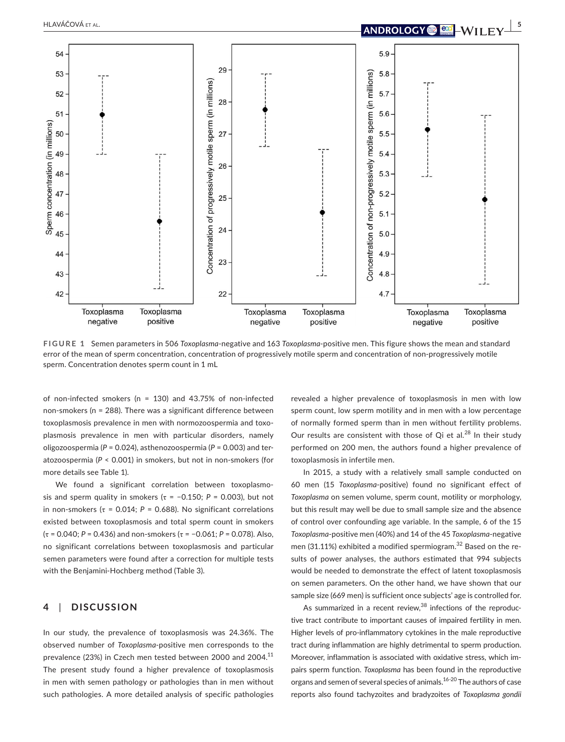FIGURE 1 Semen parameters in 506 *Toxoplasma*-negative and 163 *Toxoplasma*-positive men. This figure shows the mean and standard error of the mean of sperm concentration, concentration of progressively motile sperm and concentration of non-progressively motile sperm. Concentration denotes sperm count in 1 mL

of non-infected smokers (n = 130) and 43.75% of non-infected non-smokers (n = 288). There was a significant difference between toxoplasmosis prevalence in men with normozoospermia and toxoplasmosis prevalence in men with particular disorders, namely oligozoospermia ($P = 0.024$), asthenozoospermia ($P = 0.003$) and teratozoospermia ($P < 0.001$) in smokers, but not in non-smokers (for more details see Table 1).

We found a significant correlation between toxoplasmosis and sperm quality in smokers ($\tau = -0.150$; $P = 0.003$), but not in non-smokers ($\tau = 0.014$; $P = 0.688$). No significant correlations existed between toxoplasmosis and total sperm count in smokers ($\tau = 0.040$; $P = 0.436$) and non-smokers ($\tau = -0.061$; $P = 0.078$). Also, no significant correlations between toxoplasmosis and particular semen parameters were found after a correction for multiple tests with the Benjamini-Hochberg method (Table 3).

## 4 | DISCUSSION

In our study, the prevalence of toxoplasmosis was 24.36%. The observed number of *Toxoplasma*-positive men corresponds to the prevalence (23%) in Czech men tested between 2000 and 2004.[11] The present study found a higher prevalence of toxoplasmosis in men with semen pathology or pathologies than in men without such pathologies. A more detailed analysis of specific pathologies revealed a higher prevalence of toxoplasmosis in men with low sperm count, low sperm motility and in men with a low percentage of normally formed sperm than in men without fertility problems. Our results are consistent with those of Qi et al.[28] In their study performed on 200 men, the authors found a higher prevalence of toxoplasmosis in infertile men.

In 2015, a study with a relatively small sample conducted on 60 men (15 *Toxoplasma*-positive) found no significant effect of *Toxoplasma* on semen volume, sperm count, motility or morphology, but this result may well be due to small sample size and the absence of control over confounding age variable. In the sample, 6 of the 15 *Toxoplasma*-positive men (40%) and 14 of the 45 *Toxoplasma*-negative men (31.11%) exhibited a modified spermiogram.[32] Based on the results of power analyses, the authors estimated that 994 subjects would be needed to demonstrate the effect of latent toxoplasmosis on semen parameters. On the other hand, we have shown that our sample size (669 men) is sufficient once subjects' age is controlled for.

As summarized in a recent review,[38] infections of the reproductive tract contribute to important causes of impaired fertility in men. Higher levels of pro-inflammatory cytokines in the male reproductive tract during inflammation are highly detrimental to sperm production. Moreover, inflammation is associated with oxidative stress, which impairs sperm function. *Toxoplasma* has been found in the reproductive organs and semen of several species of animals.[16-20] The authors of case reports also found tachyzoites and bradyzoites of *Toxoplasma gondii*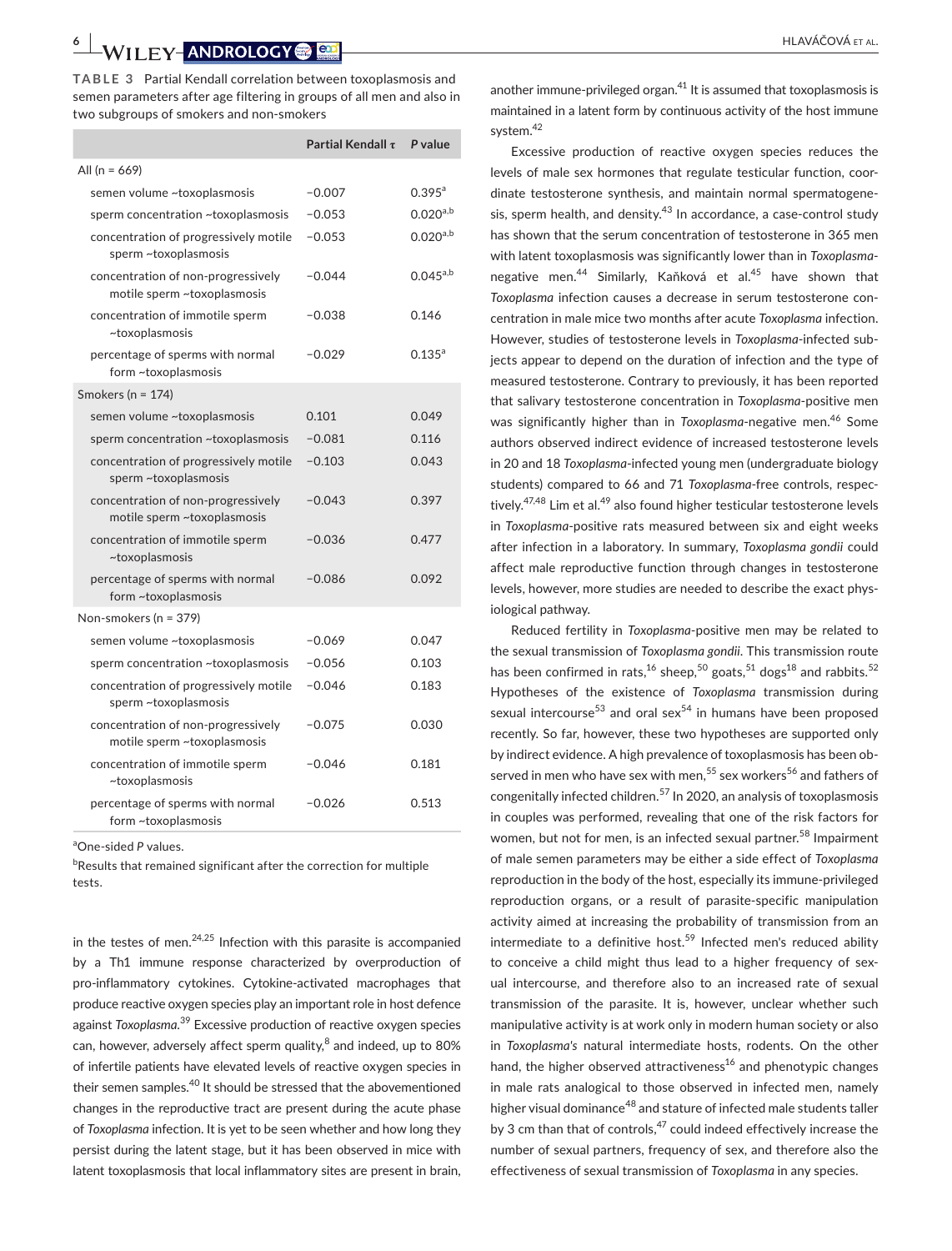**TABLE 3** Partial Kendall correlation between toxoplasmosis and semen parameters after age filtering in groups of all men and also in two subgroups of smokers and non-smokers

| | Partial Kendall τ | P value |
|---|---|---|
| All (n = 669) | | |
| semen volume ~toxoplasmosis | −0.007 | 0.395[a] |
| sperm concentration ~toxoplasmosis | −0.053 | 0.020[a,b] |
| concentration of progressively motile sperm ~toxoplasmosis | −0.053 | 0.020[a,b] |
| concentration of non-progressively motile sperm ~toxoplasmosis | −0.044 | 0.045[a,b] |
| concentration of immotile sperm ~toxoplasmosis | −0.038 | 0.146 |
| percentage of sperms with normal form ~toxoplasmosis | −0.029 | 0.135[a] |
| Smokers (n = 174) | | |
| semen volume ~toxoplasmosis | 0.101 | 0.049 |
| sperm concentration ~toxoplasmosis | −0.081 | 0.116 |
| concentration of progressively motile sperm ~toxoplasmosis | −0.103 | 0.043 |
| concentration of non-progressively motile sperm ~toxoplasmosis | −0.043 | 0.397 |
| concentration of immotile sperm ~toxoplasmosis | −0.036 | 0.477 |
| percentage of sperms with normal form ~toxoplasmosis | −0.086 | 0.092 |
| Non-smokers (n = 379) | | |
| semen volume ~toxoplasmosis | −0.069 | 0.047 |
| sperm concentration ~toxoplasmosis | −0.056 | 0.103 |
| concentration of progressively motile sperm ~toxoplasmosis | −0.046 | 0.183 |
| concentration of non-progressively motile sperm ~toxoplasmosis | −0.075 | 0.030 |
| concentration of immotile sperm ~toxoplasmosis | −0.046 | 0.181 |
| percentage of sperms with normal form ~toxoplasmosis | −0.026 | 0.513 |

[a]One-sided *P* values.

[b]Results that remained significant after the correction for multiple tests.

in the testes of men.[24,25] Infection with this parasite is accompanied by a Th1 immune response characterized by overproduction of pro-inflammatory cytokines. Cytokine-activated macrophages that produce reactive oxygen species play an important role in host defence against *Toxoplasma*.[39] Excessive production of reactive oxygen species can, however, adversely affect sperm quality,[8] and indeed, up to 80% of infertile patients have elevated levels of reactive oxygen species in their semen samples.[40] It should be stressed that the abovementioned changes in the reproductive tract are present during the acute phase of *Toxoplasma* infection. It is yet to be seen whether and how long they persist during the latent stage, but it has been observed in mice with latent toxoplasmosis that local inflammatory sites are present in brain, another immune-privileged organ.[41] It is assumed that toxoplasmosis is maintained in a latent form by continuous activity of the host immune system.[42]

Excessive production of reactive oxygen species reduces the levels of male sex hormones that regulate testicular function, coordinate testosterone synthesis, and maintain normal spermatogenesis, sperm health, and density.[43] In accordance, a case-control study has shown that the serum concentration of testosterone in 365 men with latent toxoplasmosis was significantly lower than in *Toxoplasma*-negative men.[44] Similarly, Kaňková et al.[45] have shown that *Toxoplasma* infection causes a decrease in serum testosterone concentration in male mice two months after acute *Toxoplasma* infection. However, studies of testosterone levels in *Toxoplasma*-infected subjects appear to depend on the duration of infection and the type of measured testosterone. Contrary to previously, it has been reported that salivary testosterone concentration in *Toxoplasma*-positive men was significantly higher than in *Toxoplasma*-negative men.[46] Some authors observed indirect evidence of increased testosterone levels in 20 and 18 *Toxoplasma*-infected young men (undergraduate biology students) compared to 66 and 71 *Toxoplasma*-free controls, respectively.[47,48] Lim et al.[49] also found higher testicular testosterone levels in *Toxoplasma*-positive rats measured between six and eight weeks after infection in a laboratory. In summary, *Toxoplasma gondii* could affect male reproductive function through changes in testosterone levels, however, more studies are needed to describe the exact physiological pathway.

Reduced fertility in *Toxoplasma*-positive men may be related to the sexual transmission of *Toxoplasma gondii*. This transmission route has been confirmed in rats,[16] sheep,[50] goats,[51] dogs[18] and rabbits.[52] Hypotheses of the existence of *Toxoplasma* transmission during sexual intercourse[53] and oral sex[54] in humans have been proposed recently. So far, however, these two hypotheses are supported only by indirect evidence. A high prevalence of toxoplasmosis has been observed in men who have sex with men,[55] sex workers[56] and fathers of congenitally infected children.[57] In 2020, an analysis of toxoplasmosis in couples was performed, revealing that one of the risk factors for women, but not for men, is an infected sexual partner.[58] Impairment of male semen parameters may be either a side effect of *Toxoplasma* reproduction in the body of the host, especially its immune-privileged reproduction organs, or a result of parasite-specific manipulation activity aimed at increasing the probability of transmission from an intermediate to a definitive host.[59] Infected men's reduced ability to conceive a child might thus lead to a higher frequency of sexual intercourse, and therefore also to an increased rate of sexual transmission of the parasite. It is, however, unclear whether such manipulative activity is at work only in modern human society or also in *Toxoplasma's* natural intermediate hosts, rodents. On the other hand, the higher observed attractiveness[16] and phenotypic changes in male rats analogical to those observed in infected men, namely higher visual dominance[48] and stature of infected male students taller by 3 cm than that of controls,[47] could indeed effectively increase the number of sexual partners, frequency of sex, and therefore also the effectiveness of sexual transmission of *Toxoplasma* in any species.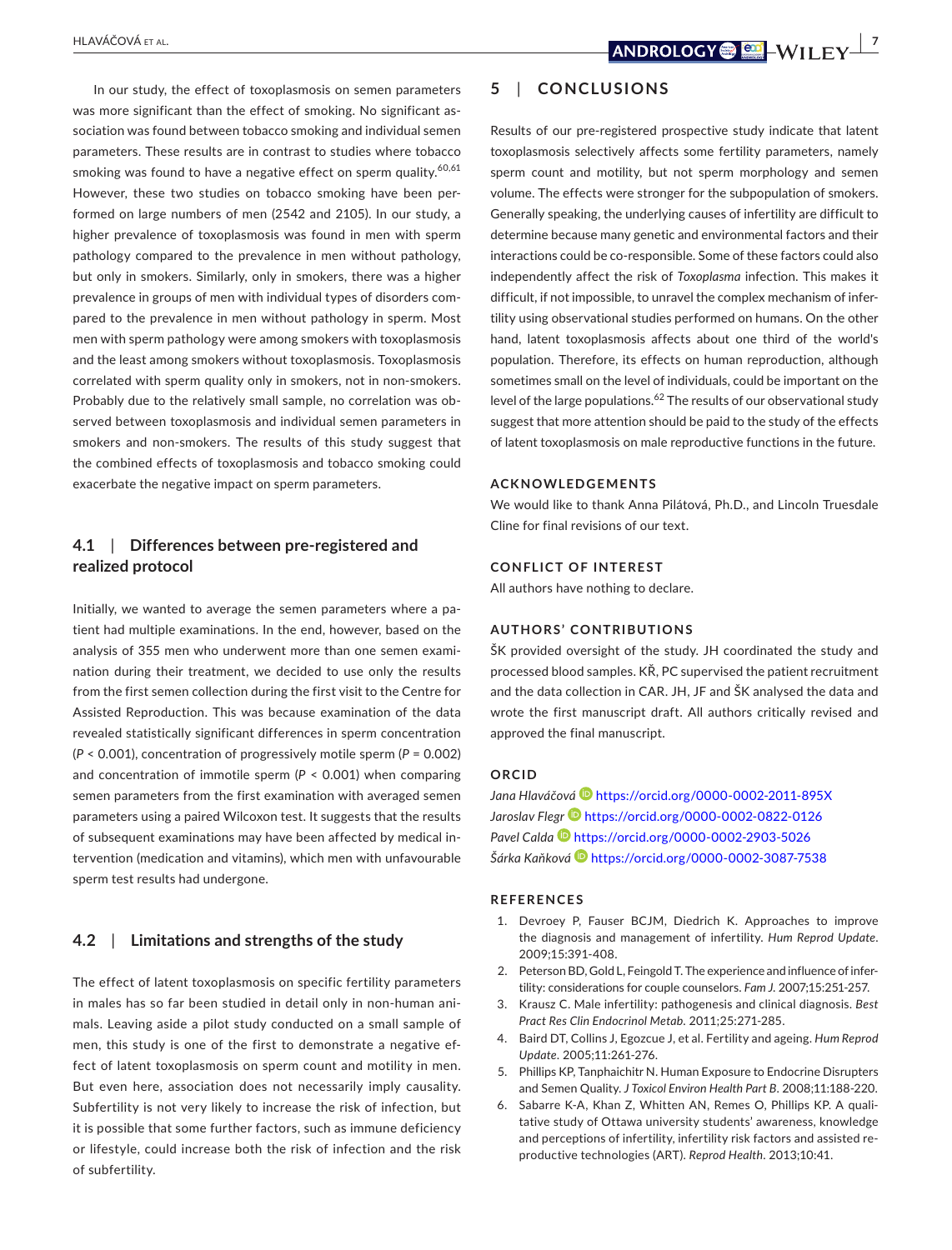In our study, the effect of toxoplasmosis on semen parameters was more significant than the effect of smoking. No significant association was found between tobacco smoking and individual semen parameters. These results are in contrast to studies where tobacco smoking was found to have a negative effect on sperm quality.[60,61] However, these two studies on tobacco smoking have been performed on large numbers of men (2542 and 2105). In our study, a higher prevalence of toxoplasmosis was found in men with sperm pathology compared to the prevalence in men without pathology, but only in smokers. Similarly, only in smokers, there was a higher prevalence in groups of men with individual types of disorders compared to the prevalence in men without pathology in sperm. Most men with sperm pathology were among smokers with toxoplasmosis and the least among smokers without toxoplasmosis. Toxoplasmosis correlated with sperm quality only in smokers, not in non-smokers. Probably due to the relatively small sample, no correlation was observed between toxoplasmosis and individual semen parameters in smokers and non-smokers. The results of this study suggest that the combined effects of toxoplasmosis and tobacco smoking could exacerbate the negative impact on sperm parameters.

### 4.1 | Differences between pre-registered and realized protocol

Initially, we wanted to average the semen parameters where a patient had multiple examinations. In the end, however, based on the analysis of 355 men who underwent more than one semen examination during their treatment, we decided to use only the results from the first semen collection during the first visit to the Centre for Assisted Reproduction. This was because examination of the data revealed statistically significant differences in sperm concentration ($P < 0.001$), concentration of progressively motile sperm ($P = 0.002$) and concentration of immotile sperm ($P < 0.001$) when comparing semen parameters from the first examination with averaged semen parameters using a paired Wilcoxon test. It suggests that the results of subsequent examinations may have been affected by medical intervention (medication and vitamins), which men with unfavourable sperm test results had undergone.

### 4.2 | Limitations and strengths of the study

The effect of latent toxoplasmosis on specific fertility parameters in males has so far been studied in detail only in non-human animals. Leaving aside a pilot study conducted on a small sample of men, this study is one of the first to demonstrate a negative effect of latent toxoplasmosis on sperm count and motility in men. But even here, association does not necessarily imply causality. Subfertility is not very likely to increase the risk of infection, but it is possible that some further factors, such as immune deficiency or lifestyle, could increase both the risk of infection and the risk of subfertility.

## 5 | CONCLUSIONS

Results of our pre-registered prospective study indicate that latent toxoplasmosis selectively affects some fertility parameters, namely sperm count and motility, but not sperm morphology and semen volume. The effects were stronger for the subpopulation of smokers. Generally speaking, the underlying causes of infertility are difficult to determine because many genetic and environmental factors and their interactions could be co-responsible. Some of these factors could also independently affect the risk of *Toxoplasma* infection. This makes it difficult, if not impossible, to unravel the complex mechanism of infertility using observational studies performed on humans. On the other hand, latent toxoplasmosis affects about one third of the world's population. Therefore, its effects on human reproduction, although sometimes small on the level of individuals, could be important on the level of the large populations.[62] The results of our observational study suggest that more attention should be paid to the study of the effects of latent toxoplasmosis on male reproductive functions in the future.

#### ACKNOWLEDGEMENTS

We would like to thank Anna Pilátová, Ph.D., and Lincoln Truesdale Cline for final revisions of our text.

#### CONFLICT OF INTEREST

All authors have nothing to declare.

#### AUTHORS' CONTRIBUTIONS

ŠK provided oversight of the study. JH coordinated the study and processed blood samples. KŘ, PC supervised the patient recruitment and the data collection in CAR. JH, JF and ŠK analysed the data and wrote the first manuscript draft. All authors critically revised and approved the final manuscript.

#### ORCID

*Jana Hlaváčová* https://orcid.org/0000-0002-2011-895X
*Jaroslav Flegr* https://orcid.org/0000-0002-0822-0126
*Pavel Calda* https://orcid.org/0000-0002-2903-5026
*Šárka Kaňková* https://orcid.org/0000-0002-3087-7538

#### REFERENCES

1. Devroey P, Fauser BCJM, Diedrich K. Approaches to improve the diagnosis and management of infertility. *Hum Reprod Update*. 2009;15:391-408.
2. Peterson BD, Gold L, Feingold T. The experience and influence of infertility: considerations for couple counselors. *Fam J*. 2007;15:251-257.
3. Krausz C. Male infertility: pathogenesis and clinical diagnosis. *Best Pract Res Clin Endocrinol Metab*. 2011;25:271-285.
4. Baird DT, Collins J, Egozcue J, et al. Fertility and ageing. *Hum Reprod Update*. 2005;11:261-276.
5. Phillips KP, Tanphaichitr N. Human Exposure to Endocrine Disrupters and Semen Quality. *J Toxicol Environ Health Part B*. 2008;11:188-220.
6. Sabarre K-A, Khan Z, Whitten AN, Remes O, Phillips KP. A qualitative study of Ottawa university students' awareness, knowledge and perceptions of infertility, infertility risk factors and assisted reproductive technologies (ART). *Reprod Health*. 2013;10:41.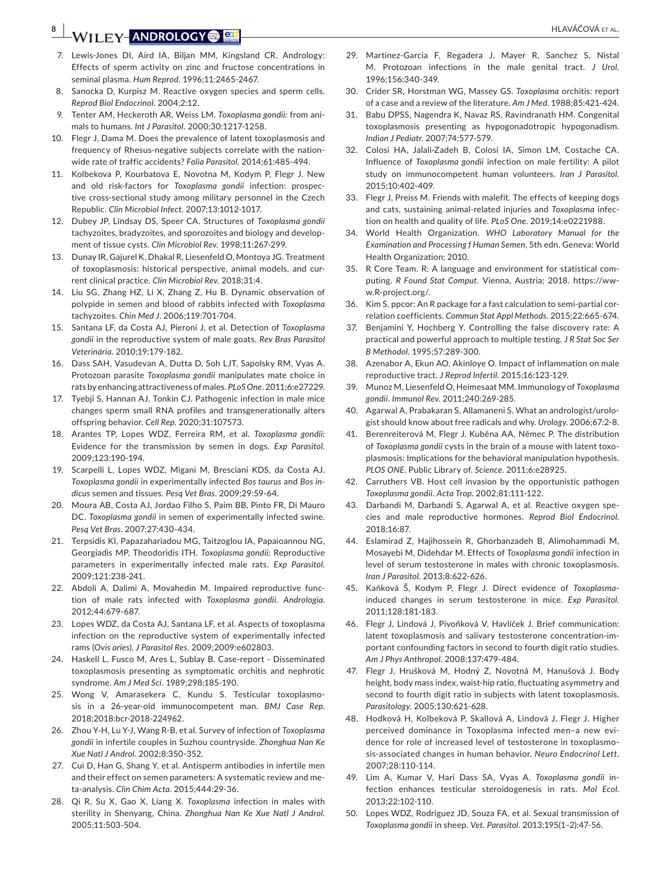7. Lewis-Jones DI, Aird IA, Biljan MM, Kingsland CR. Andrology: Effects of sperm activity on zinc and fructose concentrations in seminal plasma. *Hum Reprod*. 1996;11:2465-2467.
8. Sanocka D, Kurpisz M. Reactive oxygen species and sperm cells. *Reprod Biol Endocrinol*. 2004;2:12.
9. Tenter AM, Heckeroth AR, Weiss LM. *Toxoplasma gondii:* from animals to humans. *Int J Parasitol*. 2000;30:1217-1258.
10. Flegr J, Dama M. Does the prevalence of latent toxoplasmosis and frequency of Rhesus-negative subjects correlate with the nationwide rate of traffic accidents? *Folia Parasitol*. 2014;61:485-494.
11. Kolbekova P, Kourbatova E, Novotna M, Kodym P, Flegr J. New and old risk-factors for *Toxoplasma gondii* infection: prospective cross-sectional study among military personnel in the Czech Republic. *Clin Microbiol Infect*. 2007;13:1012-1017.
12. Dubey JP, Lindsay DS, Speer CA. Structures of *Toxoplasma gondii* tachyzoites, bradyzoites, and sporozoites and biology and development of tissue cysts. *Clin Microbiol Rev*. 1998;11:267-299.
13. Dunay IR, Gajurel K, Dhakal R, Liesenfeld O, Montoya JG. Treatment of toxoplasmosis: historical perspective, animal models, and current clinical practice. *Clin Microbiol Rev*. 2018;31:4.
14. Liu SG, Zhang HZ, Li X, Zhang Z, Hu B. Dynamic observation of polypide in semen and blood of rabbits infected with *Toxoplasma* tachyzoites. *Chin Med J*. 2006;119:701-704.
15. Santana LF, da Costa AJ, Pieroni J, et al. Detection of *Toxoplasma gondii* in the reproductive system of male goats. *Rev Bras Parasitol Veterinária*. 2010;19:179-182.
16. Dass SAH, Vasudevan A, Dutta D, Soh LJT, Sapolsky RM, Vyas A. Protozoan parasite *Toxoplasma gondii* manipulates mate choice in rats by enhancing attractiveness of males. *PLoS One*. 2011;6:e27229.
17. Tyebji S, Hannan AJ, Tonkin CJ. Pathogenic infection in male mice changes sperm small RNA profiles and transgenerationally alters offspring behavior. *Cell Rep*. 2020;31:107573.
18. Arantes TP, Lopes WDZ, Ferreira RM, et al. *Toxoplasma gondii:* Evidence for the transmission by semen in dogs. *Exp Parasitol*. 2009;123:190-194.
19. Scarpelli L, Lopes WDZ, Migani M, Bresciani KDS, da Costa AJ. *Toxoplasma gondii* in experimentally infected *Bos taurus* and *Bos indicus* semen and tissues. *Pesq Vet Bras*. 2009;29:59-64.
20. Moura AB, Costa AJ, Jordao Filho S, Paim BB, Pinto FR, Di Mauro DC. *Toxoplasma gondii* in semen of experimentally infected swine. *Pesq Vet Bras*. 2007;27:430-434.
21. Terpsidis KI, Papazahariadou MG, Taitzoglou IA, Papaioannou NG, Georgiadis MP, Theodoridis ITH. *Toxoplasma gondii:* Reproductive parameters in experimentally infected male rats. *Exp Parasitol*. 2009;121:238-241.
22. Abdoli A, Dalimi A, Movahedin M. Impaired reproductive function of male rats infected with *Toxoplasma gondii*. *Andrologia*. 2012;44:679-687.
23. Lopes WDZ, da Costa AJ, Santana LF, et al. Aspects of toxoplasma infection on the reproductive system of experimentally infected rams (*Ovis aries*). *J Parasitol Res*. 2009;2009:e602803.
24. Haskell L, Fusco M, Ares L, Sublay B. Case-report - Disseminated toxoplasmosis presenting as symptomatic orchitis and nephrotic syndrome. *Am J Med Sci*. 1989;298:185-190.
25. Wong V, Amarasekera C, Kundu S. Testicular toxoplasmosis in a 26-year-old immunocompetent man. *BMJ Case Rep*. 2018;2018:bcr-2018-224962.
26. Zhou Y-H, Lu Y-J, Wang R-B, et al. Survey of infection of *Toxoplasma gondii* in infertile couples in Suzhou countryside. *Zhonghua Nan Ke Xue Natl J Androl*. 2002;8:350-352.
27. Cui D, Han G, Shang Y, et al. Antisperm antibodies in infertile men and their effect on semen parameters: A systematic review and meta-analysis. *Clin Chim Acta*. 2015;444:29-36.
28. Qi R, Su X, Gao X, Liang X. *Toxoplasma* infection in males with sterility in Shenyang, China. *Zhonghua Nan Ke Xue Natl J Androl*. 2005;11:503-504.
29. Martinez-Garcia F, Regadera J, Mayer R, Sanchez S, Nistal M. Protozoan infections in the male genital tract. *J Urol*. 1996;156:340-349.
30. Crider SR, Horstman WG, Massey GS. *Toxoplasma* orchitis: report of a case and a review of the literature. *Am J Med*. 1988;85:421-424.
31. Babu DPSS, Nagendra K, Navaz RS, Ravindranath HM. Congenital toxoplasmosis presenting as hypogonadotropic hypogonadism. *Indian J Pediatr*. 2007;74:577-579.
32. Colosi HA, Jalali-Zadeh B, Colosi IA, Simon LM, Costache CA. Influence of *Toxoplasma gondii* infection on male fertility: A pilot study on immunocompetent human volunteers. *Iran J Parasitol*. 2015;10:402-409.
33. Flegr J, Preiss M. Friends with malefit. The effects of keeping dogs and cats, sustaining animal-related injuries and *Toxoplasma* infection on health and quality of life. *PLoS One*. 2019;14:e0221988.
34. World Health Organization. *WHO Laboratory Manual for the Examination and Processing f Human Semen*, 5th edn. Geneva: World Health Organization; 2010.
35. R Core Team. R: A language and environment for statistical computing. *R Found Stat Comput*. Vienna, Austria; 2018. https://www.R-project.org/.
36. Kim S. ppcor: An R package for a fast calculation to semi-partial correlation coefficients. *Commun Stat Appl Methods*. 2015;22:665-674.
37. Benjamini Y, Hochberg Y. Controlling the false discovery rate: A practical and powerful approach to multiple testing. *J R Stat Soc Ser B Methodol*. 1995;57:289-300.
38. Azenabor A, Ekun AO, Akinloye O. Impact of inflammation on male reproductive tract. *J Reprod Infertil*. 2015;16:123-129.
39. Munoz M, Liesenfeld O, Heimesaat MM. Immunology of *Toxoplasma gondii*. *Immunol Rev*. 2011;240:269-285.
40. Agarwal A, Prabakaran S, Allamaneni S. What an andrologist/urologist should know about free radicals and why. *Urology*. 2006;67:2-8.
41. Berenreiterová M, Flegr J, Kuběna AA, Němec P. The distribution of *Toxoplasma gondii* cysts in the brain of a mouse with latent toxoplasmosis: Implications for the behavioral manipulation hypothesis. *PLOS ONE*. Public Library of. *Science*. 2011;6:e28925.
42. Carruthers VB. Host cell invasion by the opportunistic pathogen *Toxoplasma gondii*. *Acta Trop*. 2002;81:111-122.
43. Darbandi M, Darbandi S, Agarwal A, et al. Reactive oxygen species and male reproductive hormones. *Reprod Biol Endocrinol*. 2018;16:87.
44. Eslamirad Z, Hajihossein R, Ghorbanzadeh B, Alimohammadi M, Mosayebi M, Didehdar M. Effects of *Toxoplasma gondii* infection in level of serum testosterone in males with chronic toxoplasmosis. *Iran J Parasitol*. 2013;8:622-626.
45. Kaňková Š, Kodym P, Flegr J. Direct evidence of *Toxoplasma*-induced changes in serum testosterone in mice. *Exp Parasitol*. 2011;128:181-183.
46. Flegr J, Lindová J, Pivoňková V, Havlíček J. Brief communication: latent toxoplasmosis and salivary testosterone concentration-important confounding factors in second to fourth digit ratio studies. *Am J Phys Anthropol*. 2008;137:479-484.
47. Flegr J, Hrušková M, Hodný Z, Novotná M, Hanušová J. Body height, body mass index, waist-hip ratio, fluctuating asymmetry and second to fourth digit ratio in subjects with latent toxoplasmosis. *Parasitology*. 2005;130:621-628.
48. Hodková H, Kolbeková P, Skallová A, Lindová J, Flegr J. Higher perceived dominance in Toxoplasma infected men–a new evidence for role of increased level of testosterone in toxoplasmosis-associated changes in human behavior. *Neuro Endocrinol Lett*. 2007;28:110-114.
49. Lim A, Kumar V, Hari Dass SA, Vyas A. *Toxoplasma gondii* infection enhances testicular steroidogenesis in rats. *Mol Ecol*. 2013;22:102-110.
50. Lopes WDZ, Rodriguez JD, Souza FA, et al. Sexual transmission of *Toxoplasma gondii* in sheep. *Vet. Parasitol*. 2013;195(1–2):47-56.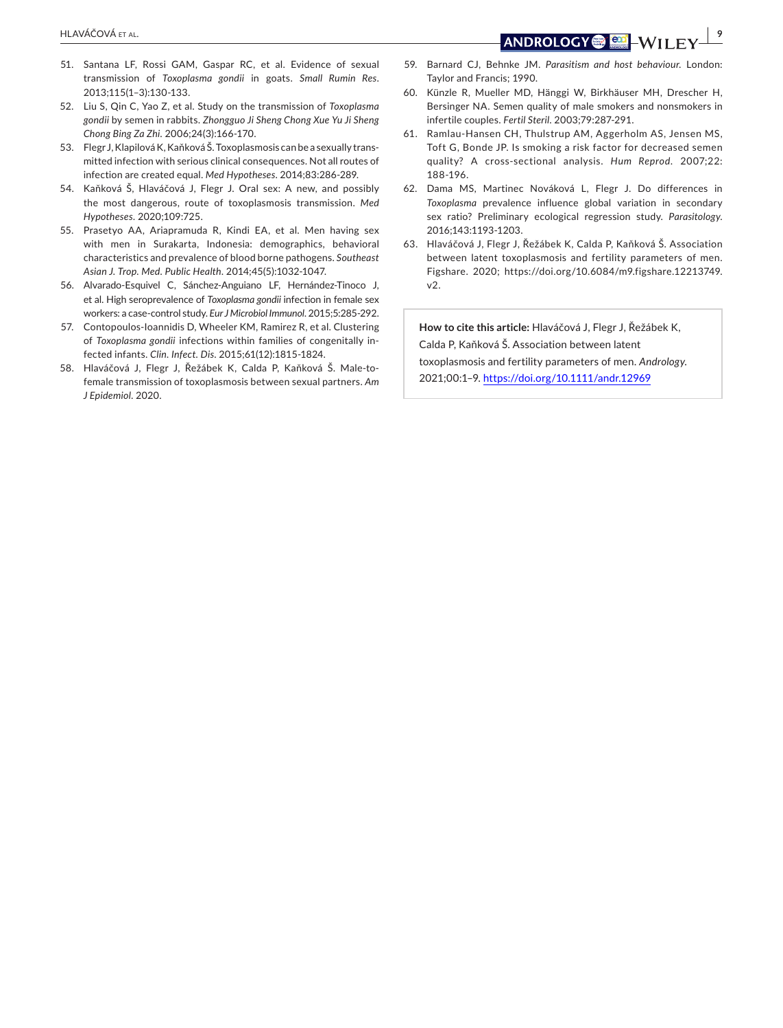51. Santana LF, Rossi GAM, Gaspar RC, et al. Evidence of sexual transmission of *Toxoplasma gondii* in goats. *Small Rumin Res*. 2013;115(1–3):130-133.
52. Liu S, Qin C, Yao Z, et al. Study on the transmission of *Toxoplasma gondii* by semen in rabbits. *Zhongguo Ji Sheng Chong Xue Yu Ji Sheng Chong Bing Za Zhi*. 2006;24(3):166-170.
53. Flegr J, Klapilová K, Kaňková Š. Toxoplasmosis can be a sexually transmitted infection with serious clinical consequences. Not all routes of infection are created equal. *Med Hypotheses*. 2014;83:286-289.
54. Kaňková Š, Hlaváčová J, Flegr J. Oral sex: A new, and possibly the most dangerous, route of toxoplasmosis transmission. *Med Hypotheses*. 2020;109:725.
55. Prasetyo AA, Ariapramuda R, Kindi EA, et al. Men having sex with men in Surakarta, Indonesia: demographics, behavioral characteristics and prevalence of blood borne pathogens. *Southeast Asian J. Trop. Med. Public Health*. 2014;45(5):1032-1047.
56. Alvarado-Esquivel C, Sánchez-Anguiano LF, Hernández-Tinoco J, et al. High seroprevalence of *Toxoplasma gondii* infection in female sex workers: a case-control study. *Eur J Microbiol Immunol*. 2015;5:285-292.
57. Contopoulos-Ioannidis D, Wheeler KM, Ramirez R, et al. Clustering of *Toxoplasma gondii* infections within families of congenitally infected infants. *Clin. Infect. Dis*. 2015;61(12):1815-1824.
58. Hlaváčová J, Flegr J, Řežábek K, Calda P, Kaňková Š. Male-to-female transmission of toxoplasmosis between sexual partners. *Am J Epidemiol*. 2020.
59. Barnard CJ, Behnke JM. *Parasitism and host behaviour*. London: Taylor and Francis; 1990.
60. Künzle R, Mueller MD, Hänggi W, Birkhäuser MH, Drescher H, Bersinger NA. Semen quality of male smokers and nonsmokers in infertile couples. *Fertil Steril*. 2003;79:287-291.
61. Ramlau-Hansen CH, Thulstrup AM, Aggerholm AS, Jensen MS, Toft G, Bonde JP. Is smoking a risk factor for decreased semen quality? A cross-sectional analysis. *Hum Reprod*. 2007;22:188-196.
62. Dama MS, Martinec Nováková L, Flegr J. Do differences in *Toxoplasma* prevalence influence global variation in secondary sex ratio? Preliminary ecological regression study. *Parasitology*. 2016;143:1193-1203.
63. Hlaváčová J, Flegr J, Řežábek K, Calda P, Kaňková Š. Association between latent toxoplasmosis and fertility parameters of men. Figshare. 2020; https://doi.org/10.6084/m9.figshare.12213749.v2.

**How to cite this article:** Hlaváčová J, Flegr J, Řežábek K, Calda P, Kaňková Š. Association between latent toxoplasmosis and fertility parameters of men. *Andrology*. 2021;00:1–9. https://doi.org/10.1111/andr.12969